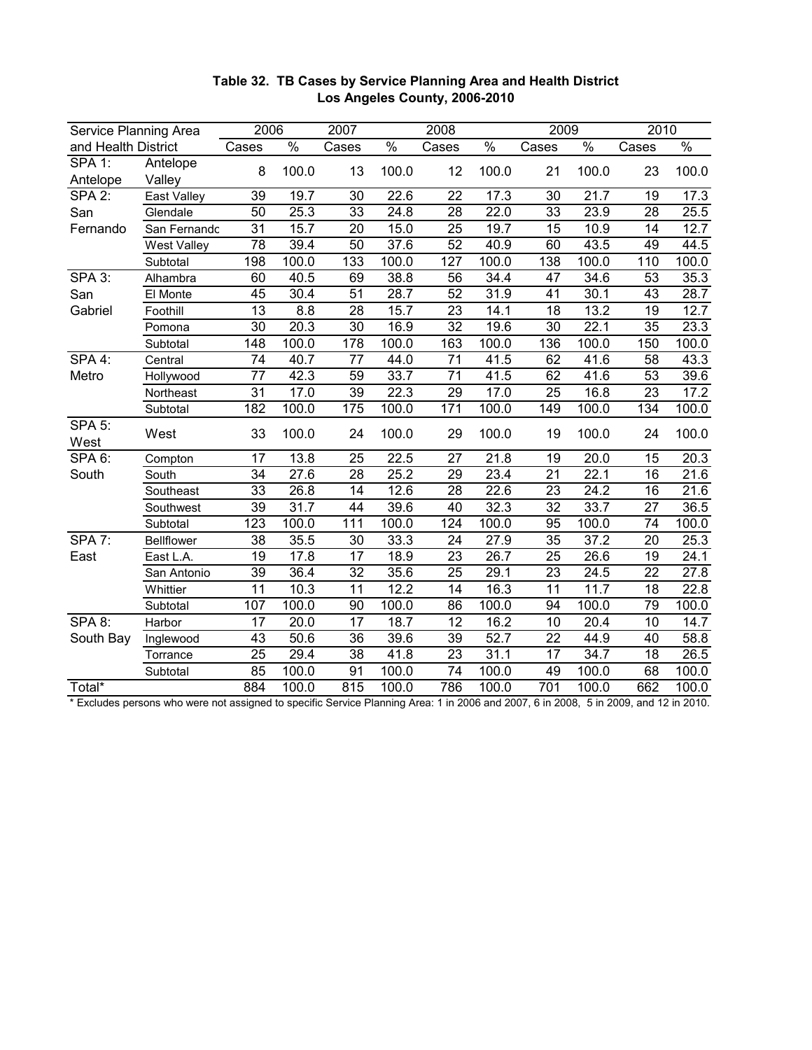**Table 32. TB Cases by Service Planning Area and Health District**
**Los Angeles County, 2006-2010**

| Service Planning Area and Health District | | 2006 | | 2007 | | 2008 | | 2009 | | 2010 | |
|---|---|---|---|---|---|---|---|---|---|---|---|
| | | Cases | % | Cases | % | Cases | % | Cases | % | Cases | % |
| SPA 1: Antelope | Antelope Valley | 8 | 100.0 | 13 | 100.0 | 12 | 100.0 | 21 | 100.0 | 23 | 100.0 |
| SPA 2: San Fernando | East Valley | 39 | 19.7 | 30 | 22.6 | 22 | 17.3 | 30 | 21.7 | 19 | 17.3 |
| | Glendale | 50 | 25.3 | 33 | 24.8 | 28 | 22.0 | 33 | 23.9 | 28 | 25.5 |
| | San Fernando | 31 | 15.7 | 20 | 15.0 | 25 | 19.7 | 15 | 10.9 | 14 | 12.7 |
| | West Valley | 78 | 39.4 | 50 | 37.6 | 52 | 40.9 | 60 | 43.5 | 49 | 44.5 |
| | Subtotal | 198 | 100.0 | 133 | 100.0 | 127 | 100.0 | 138 | 100.0 | 110 | 100.0 |
| SPA 3: San Gabriel | Alhambra | 60 | 40.5 | 69 | 38.8 | 56 | 34.4 | 47 | 34.6 | 53 | 35.3 |
| | El Monte | 45 | 30.4 | 51 | 28.7 | 52 | 31.9 | 41 | 30.1 | 43 | 28.7 |
| | Foothill | 13 | 8.8 | 28 | 15.7 | 23 | 14.1 | 18 | 13.2 | 19 | 12.7 |
| | Pomona | 30 | 20.3 | 30 | 16.9 | 32 | 19.6 | 30 | 22.1 | 35 | 23.3 |
| | Subtotal | 148 | 100.0 | 178 | 100.0 | 163 | 100.0 | 136 | 100.0 | 150 | 100.0 |
| SPA 4: Metro | Central | 74 | 40.7 | 77 | 44.0 | 71 | 41.5 | 62 | 41.6 | 58 | 43.3 |
| | Hollywood | 77 | 42.3 | 59 | 33.7 | 71 | 41.5 | 62 | 41.6 | 53 | 39.6 |
| | Northeast | 31 | 17.0 | 39 | 22.3 | 29 | 17.0 | 25 | 16.8 | 23 | 17.2 |
| | Subtotal | 182 | 100.0 | 175 | 100.0 | 171 | 100.0 | 149 | 100.0 | 134 | 100.0 |
| SPA 5: West | West | 33 | 100.0 | 24 | 100.0 | 29 | 100.0 | 19 | 100.0 | 24 | 100.0 |
| SPA 6: South | Compton | 17 | 13.8 | 25 | 22.5 | 27 | 21.8 | 19 | 20.0 | 15 | 20.3 |
| | South | 34 | 27.6 | 28 | 25.2 | 29 | 23.4 | 21 | 22.1 | 16 | 21.6 |
| | Southeast | 33 | 26.8 | 14 | 12.6 | 28 | 22.6 | 23 | 24.2 | 16 | 21.6 |
| | Southwest | 39 | 31.7 | 44 | 39.6 | 40 | 32.3 | 32 | 33.7 | 27 | 36.5 |
| | Subtotal | 123 | 100.0 | 111 | 100.0 | 124 | 100.0 | 95 | 100.0 | 74 | 100.0 |
| SPA 7: East | Bellflower | 38 | 35.5 | 30 | 33.3 | 24 | 27.9 | 35 | 37.2 | 20 | 25.3 |
| | East L.A. | 19 | 17.8 | 17 | 18.9 | 23 | 26.7 | 25 | 26.6 | 19 | 24.1 |
| | San Antonio | 39 | 36.4 | 32 | 35.6 | 25 | 29.1 | 23 | 24.5 | 22 | 27.8 |
| | Whittier | 11 | 10.3 | 11 | 12.2 | 14 | 16.3 | 11 | 11.7 | 18 | 22.8 |
| | Subtotal | 107 | 100.0 | 90 | 100.0 | 86 | 100.0 | 94 | 100.0 | 79 | 100.0 |
| SPA 8: South Bay | Harbor | 17 | 20.0 | 17 | 18.7 | 12 | 16.2 | 10 | 20.4 | 10 | 14.7 |
| | Inglewood | 43 | 50.6 | 36 | 39.6 | 39 | 52.7 | 22 | 44.9 | 40 | 58.8 |
| | Torrance | 25 | 29.4 | 38 | 41.8 | 23 | 31.1 | 17 | 34.7 | 18 | 26.5 |
| | Subtotal | 85 | 100.0 | 91 | 100.0 | 74 | 100.0 | 49 | 100.0 | 68 | 100.0 |
| Total* | | 884 | 100.0 | 815 | 100.0 | 786 | 100.0 | 701 | 100.0 | 662 | 100.0 |

* Excludes persons who were not assigned to specific Service Planning Area: 1 in 2006 and 2007, 6 in 2008, 5 in 2009, and 12 in 2010.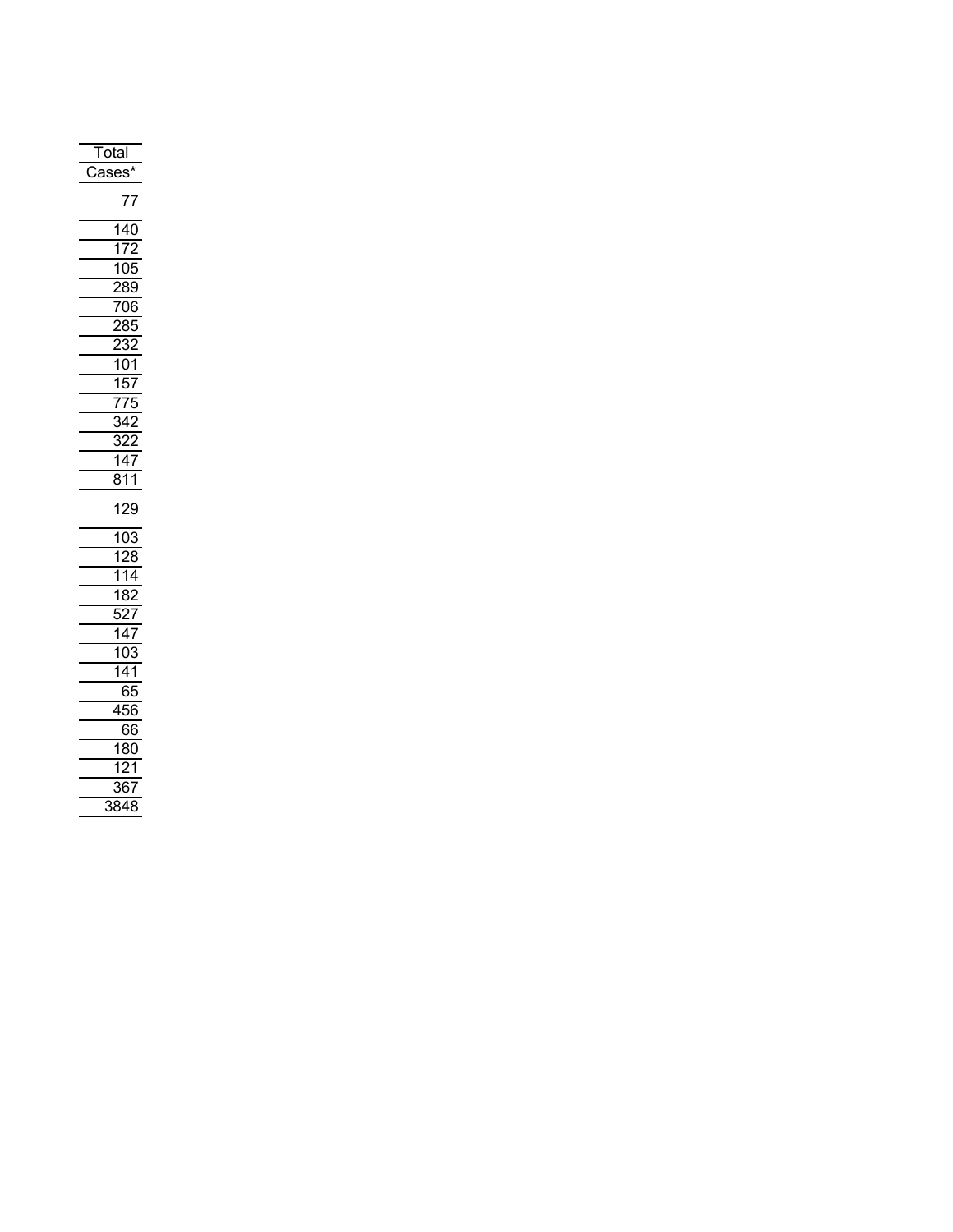| Total Cases* |
| --- |
| 77 |
| 140 |
| 172 |
| 105 |
| 289 |
| 706 |
| 285 |
| 232 |
| 101 |
| 157 |
| 775 |
| 342 |
| 322 |
| 147 |
| 811 |
| 129 |
| 103 |
| 128 |
| 114 |
| 182 |
| 527 |
| 147 |
| 103 |
| 141 |
| 65 |
| 456 |
| 66 |
| 180 |
| 121 |
| 367 |
| 3848 |